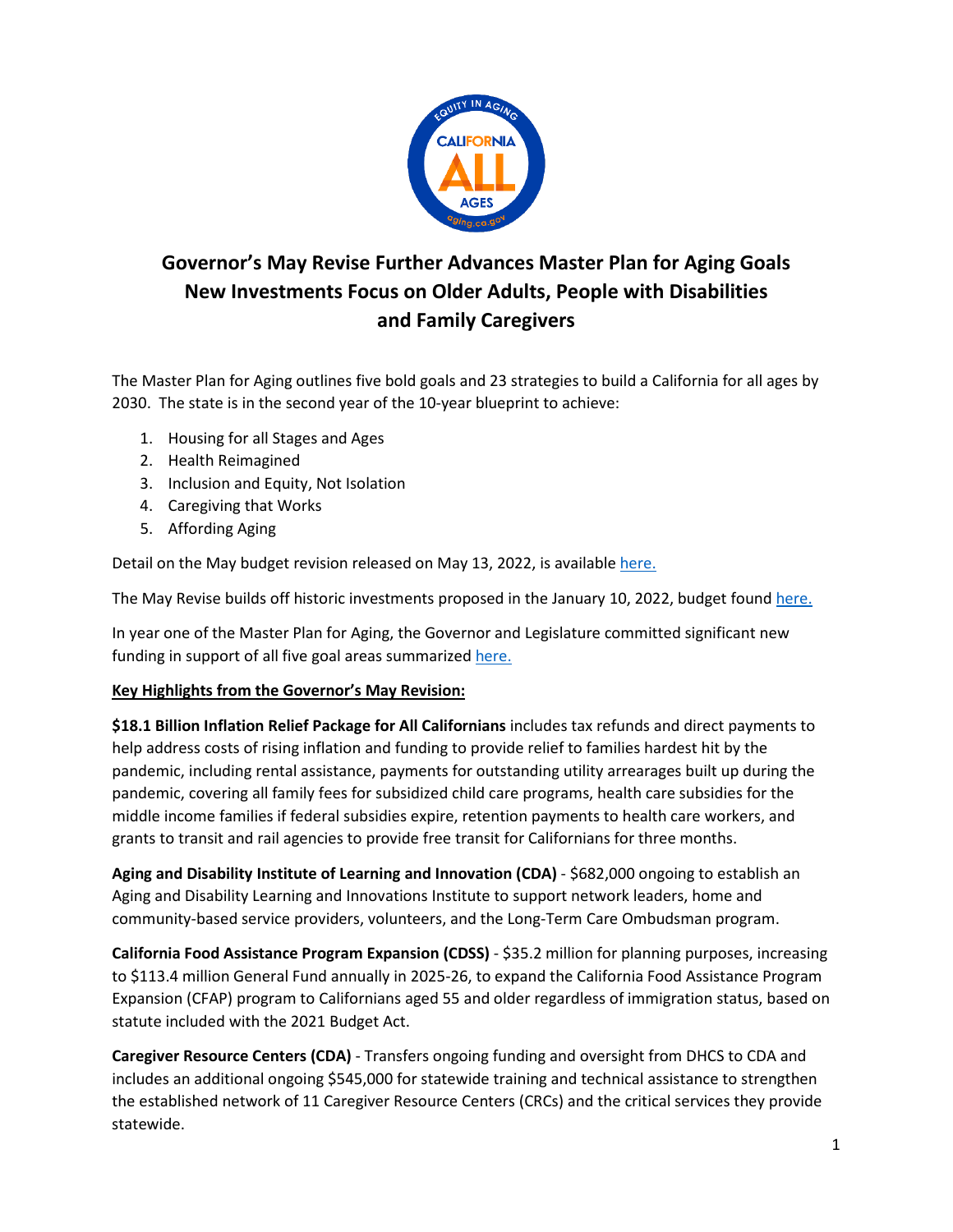# Governor's May Revise Further Advances Master Plan for Aging Goals New Investments Focus on Older Adults, People with Disabilities and Family Caregivers

The Master Plan for Aging outlines five bold goals and 23 strategies to build a California for all ages by 2030. The state is in the second year of the 10-year blueprint to achieve:

1. Housing for all Stages and Ages
2. Health Reimagined
3. Inclusion and Equity, Not Isolation
4. Caregiving that Works
5. Affording Aging

Detail on the May budget revision released on May 13, 2022, is available here.

The May Revise builds off historic investments proposed in the January 10, 2022, budget found here.

In year one of the Master Plan for Aging, the Governor and Legislature committed significant new funding in support of all five goal areas summarized here.

**Key Highlights from the Governor's May Revision:**

**$18.1 Billion Inflation Relief Package for All Californians** includes tax refunds and direct payments to help address costs of rising inflation and funding to provide relief to families hardest hit by the pandemic, including rental assistance, payments for outstanding utility arrearages built up during the pandemic, covering all family fees for subsidized child care programs, health care subsidies for the middle income families if federal subsidies expire, retention payments to health care workers, and grants to transit and rail agencies to provide free transit for Californians for three months.

**Aging and Disability Institute of Learning and Innovation (CDA)** - $682,000 ongoing to establish an Aging and Disability Learning and Innovations Institute to support network leaders, home and community-based service providers, volunteers, and the Long-Term Care Ombudsman program.

**California Food Assistance Program Expansion (CDSS)** - $35.2 million for planning purposes, increasing to $113.4 million General Fund annually in 2025-26, to expand the California Food Assistance Program Expansion (CFAP) program to Californians aged 55 and older regardless of immigration status, based on statute included with the 2021 Budget Act.

**Caregiver Resource Centers (CDA)** - Transfers ongoing funding and oversight from DHCS to CDA and includes an additional ongoing $545,000 for statewide training and technical assistance to strengthen the established network of 11 Caregiver Resource Centers (CRCs) and the critical services they provide statewide.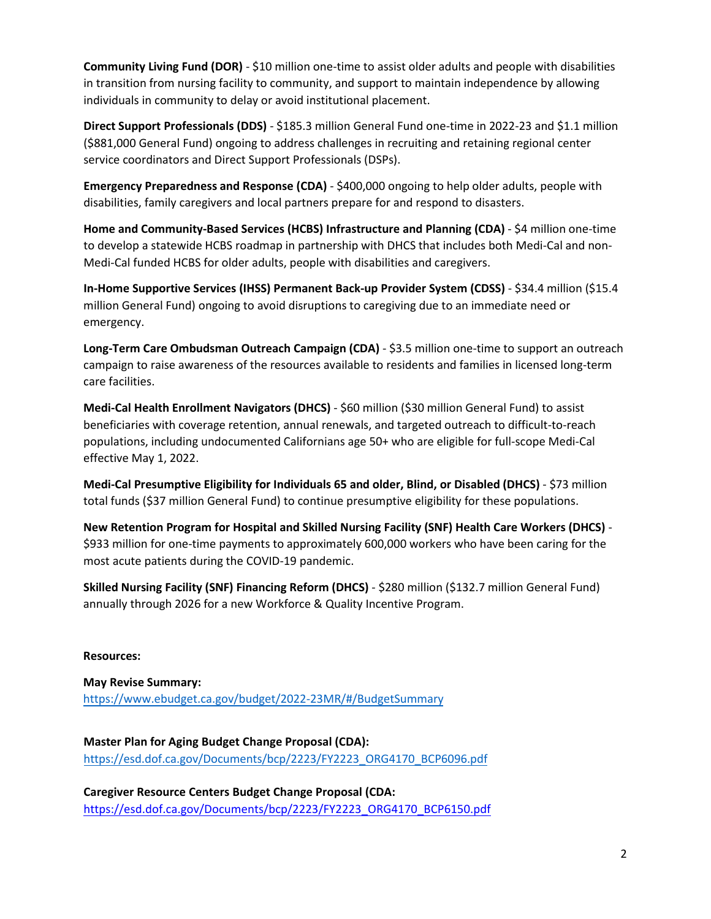**Community Living Fund (DOR)** - $10 million one-time to assist older adults and people with disabilities in transition from nursing facility to community, and support to maintain independence by allowing individuals in community to delay or avoid institutional placement.

**Direct Support Professionals (DDS)** - $185.3 million General Fund one-time in 2022-23 and $1.1 million ($881,000 General Fund) ongoing to address challenges in recruiting and retaining regional center service coordinators and Direct Support Professionals (DSPs).

**Emergency Preparedness and Response (CDA)** - $400,000 ongoing to help older adults, people with disabilities, family caregivers and local partners prepare for and respond to disasters.

**Home and Community-Based Services (HCBS) Infrastructure and Planning (CDA)** - $4 million one-time to develop a statewide HCBS roadmap in partnership with DHCS that includes both Medi-Cal and non-Medi-Cal funded HCBS for older adults, people with disabilities and caregivers.

**In-Home Supportive Services (IHSS) Permanent Back-up Provider System (CDSS)** - $34.4 million ($15.4 million General Fund) ongoing to avoid disruptions to caregiving due to an immediate need or emergency.

**Long-Term Care Ombudsman Outreach Campaign (CDA)** - $3.5 million one-time to support an outreach campaign to raise awareness of the resources available to residents and families in licensed long-term care facilities.

**Medi-Cal Health Enrollment Navigators (DHCS)** - $60 million ($30 million General Fund) to assist beneficiaries with coverage retention, annual renewals, and targeted outreach to difficult-to-reach populations, including undocumented Californians age 50+ who are eligible for full-scope Medi-Cal effective May 1, 2022.

**Medi-Cal Presumptive Eligibility for Individuals 65 and older, Blind, or Disabled (DHCS)** - $73 million total funds ($37 million General Fund) to continue presumptive eligibility for these populations.

**New Retention Program for Hospital and Skilled Nursing Facility (SNF) Health Care Workers (DHCS)** - $933 million for one-time payments to approximately 600,000 workers who have been caring for the most acute patients during the COVID-19 pandemic.

**Skilled Nursing Facility (SNF) Financing Reform (DHCS)** - $280 million ($132.7 million General Fund) annually through 2026 for a new Workforce & Quality Incentive Program.

**Resources:**

**May Revise Summary:**
https://www.ebudget.ca.gov/budget/2022-23MR/#/BudgetSummary

**Master Plan for Aging Budget Change Proposal (CDA):**
https://esd.dof.ca.gov/Documents/bcp/2223/FY2223_ORG4170_BCP6096.pdf

**Caregiver Resource Centers Budget Change Proposal (CDA:**
https://esd.dof.ca.gov/Documents/bcp/2223/FY2223_ORG4170_BCP6150.pdf